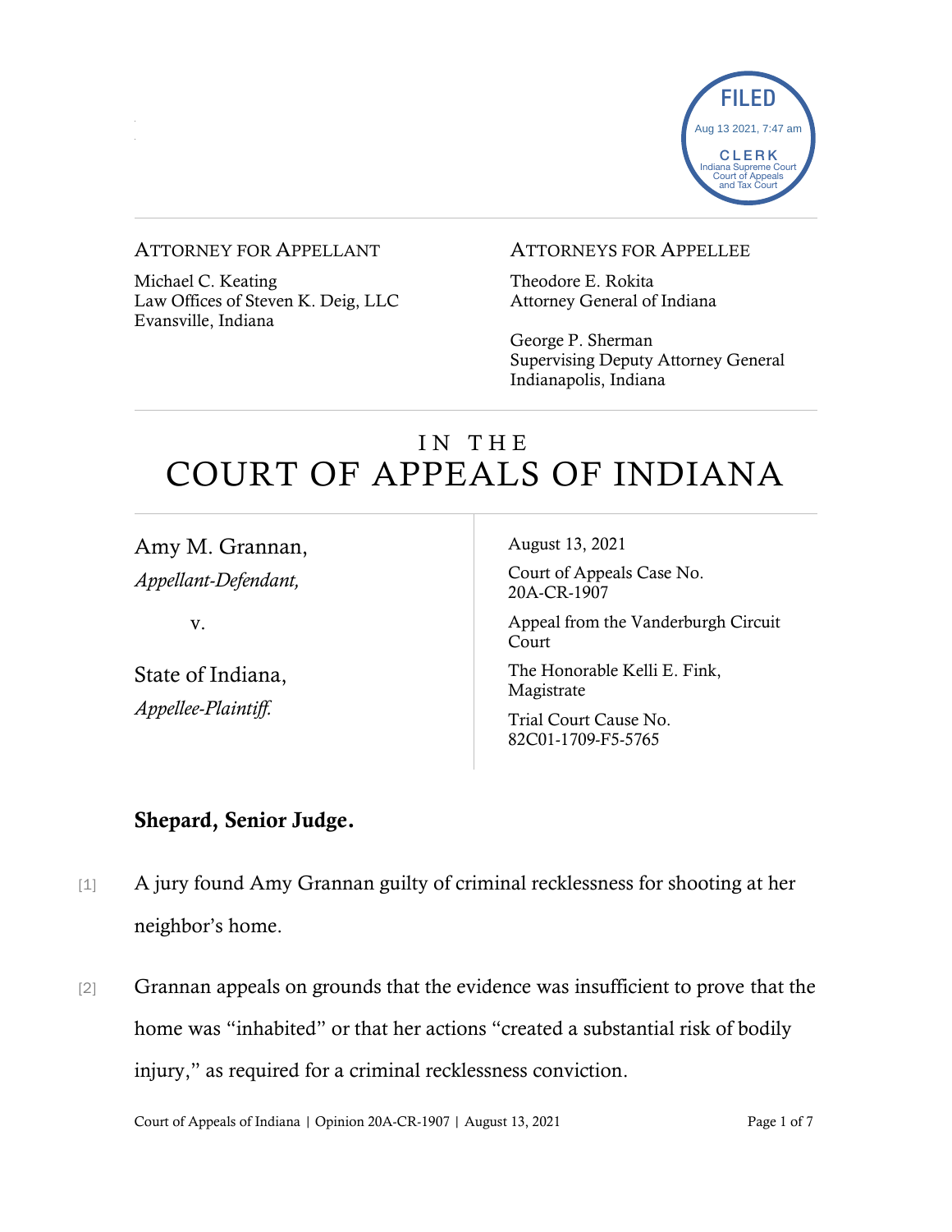FILED
Aug 13 2021, 7:47 am
CLERK
Indiana Supreme Court
Court of Appeals
and Tax Court

ATTORNEY FOR APPELLANT

Michael C. Keating
Law Offices of Steven K. Deig, LLC
Evansville, Indiana

ATTORNEYS FOR APPELLEE

Theodore E. Rokita
Attorney General of Indiana

George P. Sherman
Supervising Deputy Attorney General
Indianapolis, Indiana

# IN THE COURT OF APPEALS OF INDIANA

Amy M. Grannan,
*Appellant-Defendant,*

v.

State of Indiana,
*Appellee-Plaintiff.*

August 13, 2021

Court of Appeals Case No. 20A-CR-1907

Appeal from the Vanderburgh Circuit Court

The Honorable Kelli E. Fink, Magistrate

Trial Court Cause No. 82C01-1709-F5-5765

**Shepard, Senior Judge.**

[1] A jury found Amy Grannan guilty of criminal recklessness for shooting at her neighbor's home.

[2] Grannan appeals on grounds that the evidence was insufficient to prove that the home was "inhabited" or that her actions "created a substantial risk of bodily injury," as required for a criminal recklessness conviction.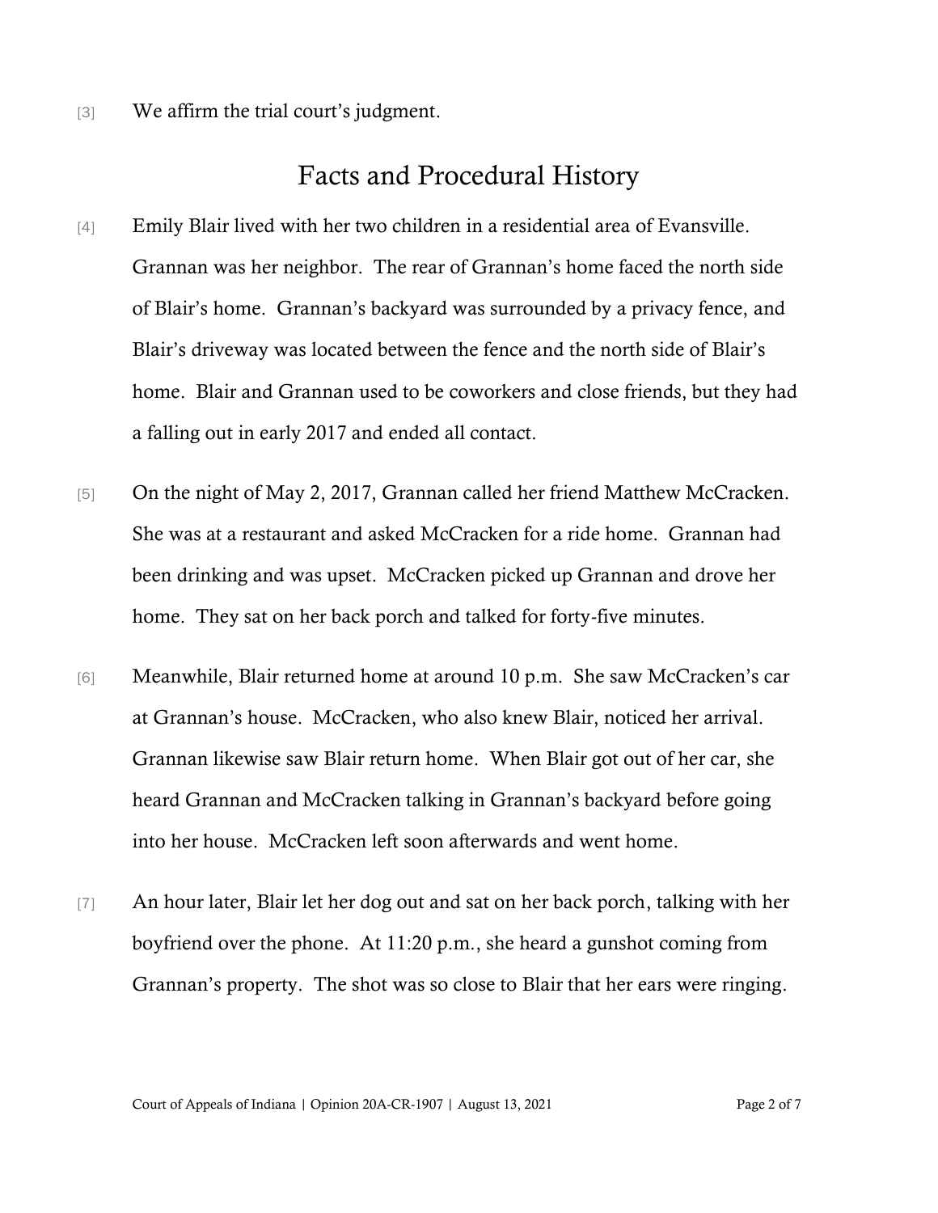[3] We affirm the trial court's judgment.

## Facts and Procedural History

[4] Emily Blair lived with her two children in a residential area of Evansville. Grannan was her neighbor. The rear of Grannan's home faced the north side of Blair's home. Grannan's backyard was surrounded by a privacy fence, and Blair's driveway was located between the fence and the north side of Blair's home. Blair and Grannan used to be coworkers and close friends, but they had a falling out in early 2017 and ended all contact.

[5] On the night of May 2, 2017, Grannan called her friend Matthew McCracken. She was at a restaurant and asked McCracken for a ride home. Grannan had been drinking and was upset. McCracken picked up Grannan and drove her home. They sat on her back porch and talked for forty-five minutes.

[6] Meanwhile, Blair returned home at around 10 p.m. She saw McCracken's car at Grannan's house. McCracken, who also knew Blair, noticed her arrival. Grannan likewise saw Blair return home. When Blair got out of her car, she heard Grannan and McCracken talking in Grannan's backyard before going into her house. McCracken left soon afterwards and went home.

[7] An hour later, Blair let her dog out and sat on her back porch, talking with her boyfriend over the phone. At 11:20 p.m., she heard a gunshot coming from Grannan's property. The shot was so close to Blair that her ears were ringing.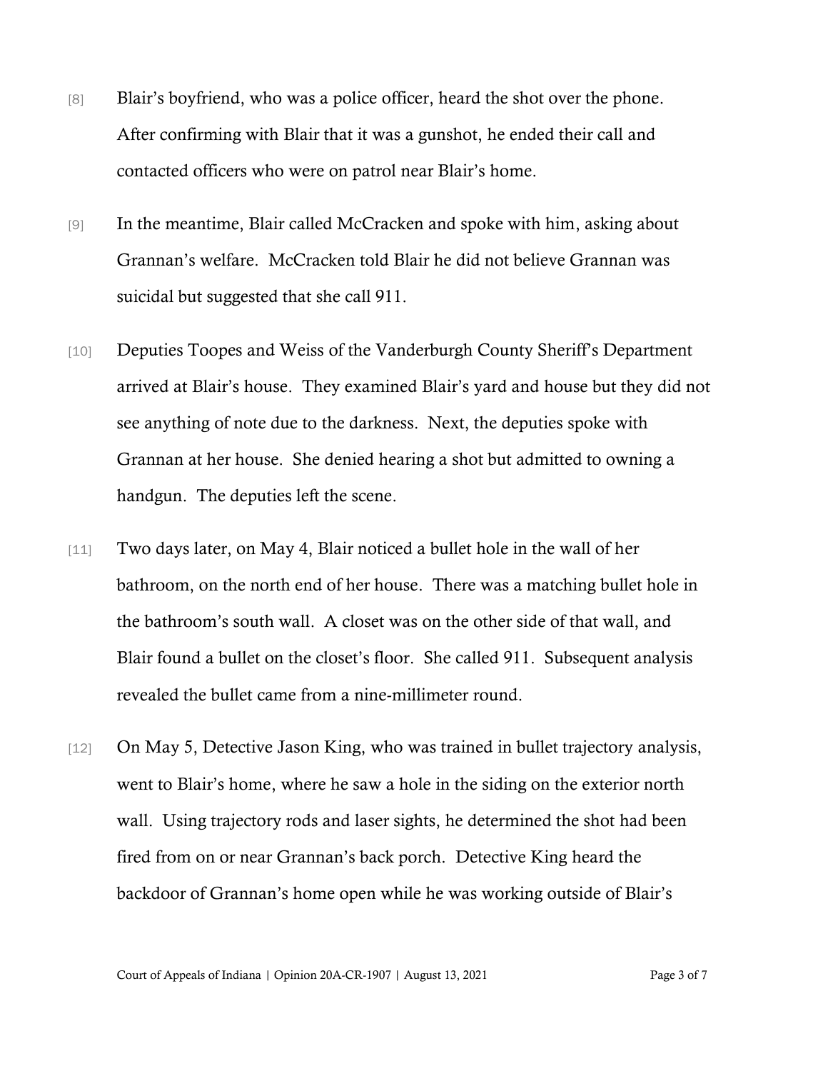[8] Blair's boyfriend, who was a police officer, heard the shot over the phone. After confirming with Blair that it was a gunshot, he ended their call and contacted officers who were on patrol near Blair's home.

[9] In the meantime, Blair called McCracken and spoke with him, asking about Grannan's welfare. McCracken told Blair he did not believe Grannan was suicidal but suggested that she call 911.

[10] Deputies Toopes and Weiss of the Vanderburgh County Sheriff's Department arrived at Blair's house. They examined Blair's yard and house but they did not see anything of note due to the darkness. Next, the deputies spoke with Grannan at her house. She denied hearing a shot but admitted to owning a handgun. The deputies left the scene.

[11] Two days later, on May 4, Blair noticed a bullet hole in the wall of her bathroom, on the north end of her house. There was a matching bullet hole in the bathroom's south wall. A closet was on the other side of that wall, and Blair found a bullet on the closet's floor. She called 911. Subsequent analysis revealed the bullet came from a nine-millimeter round.

[12] On May 5, Detective Jason King, who was trained in bullet trajectory analysis, went to Blair's home, where he saw a hole in the siding on the exterior north wall. Using trajectory rods and laser sights, he determined the shot had been fired from on or near Grannan's back porch. Detective King heard the backdoor of Grannan's home open while he was working outside of Blair's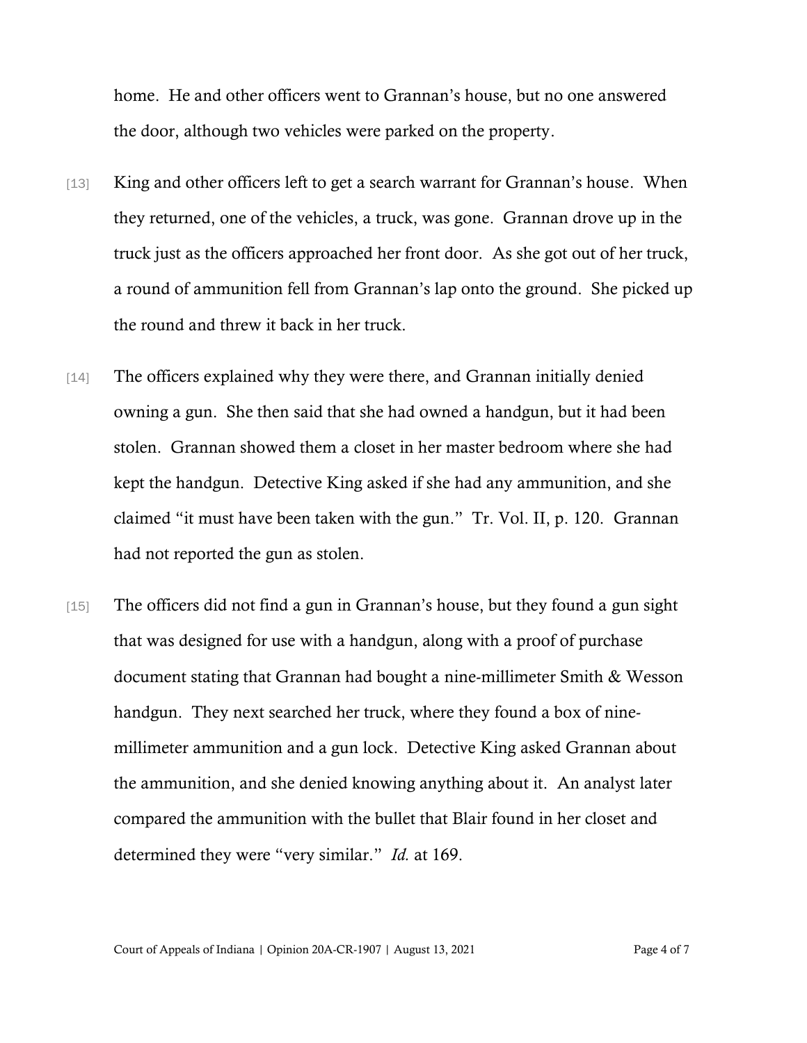home. He and other officers went to Grannan's house, but no one answered the door, although two vehicles were parked on the property.

[13] King and other officers left to get a search warrant for Grannan's house. When they returned, one of the vehicles, a truck, was gone. Grannan drove up in the truck just as the officers approached her front door. As she got out of her truck, a round of ammunition fell from Grannan's lap onto the ground. She picked up the round and threw it back in her truck.

[14] The officers explained why they were there, and Grannan initially denied owning a gun. She then said that she had owned a handgun, but it had been stolen. Grannan showed them a closet in her master bedroom where she had kept the handgun. Detective King asked if she had any ammunition, and she claimed "it must have been taken with the gun." Tr. Vol. II, p. 120. Grannan had not reported the gun as stolen.

[15] The officers did not find a gun in Grannan's house, but they found a gun sight that was designed for use with a handgun, along with a proof of purchase document stating that Grannan had bought a nine-millimeter Smith & Wesson handgun. They next searched her truck, where they found a box of nine-millimeter ammunition and a gun lock. Detective King asked Grannan about the ammunition, and she denied knowing anything about it. An analyst later compared the ammunition with the bullet that Blair found in her closet and determined they were "very similar." *Id.* at 169.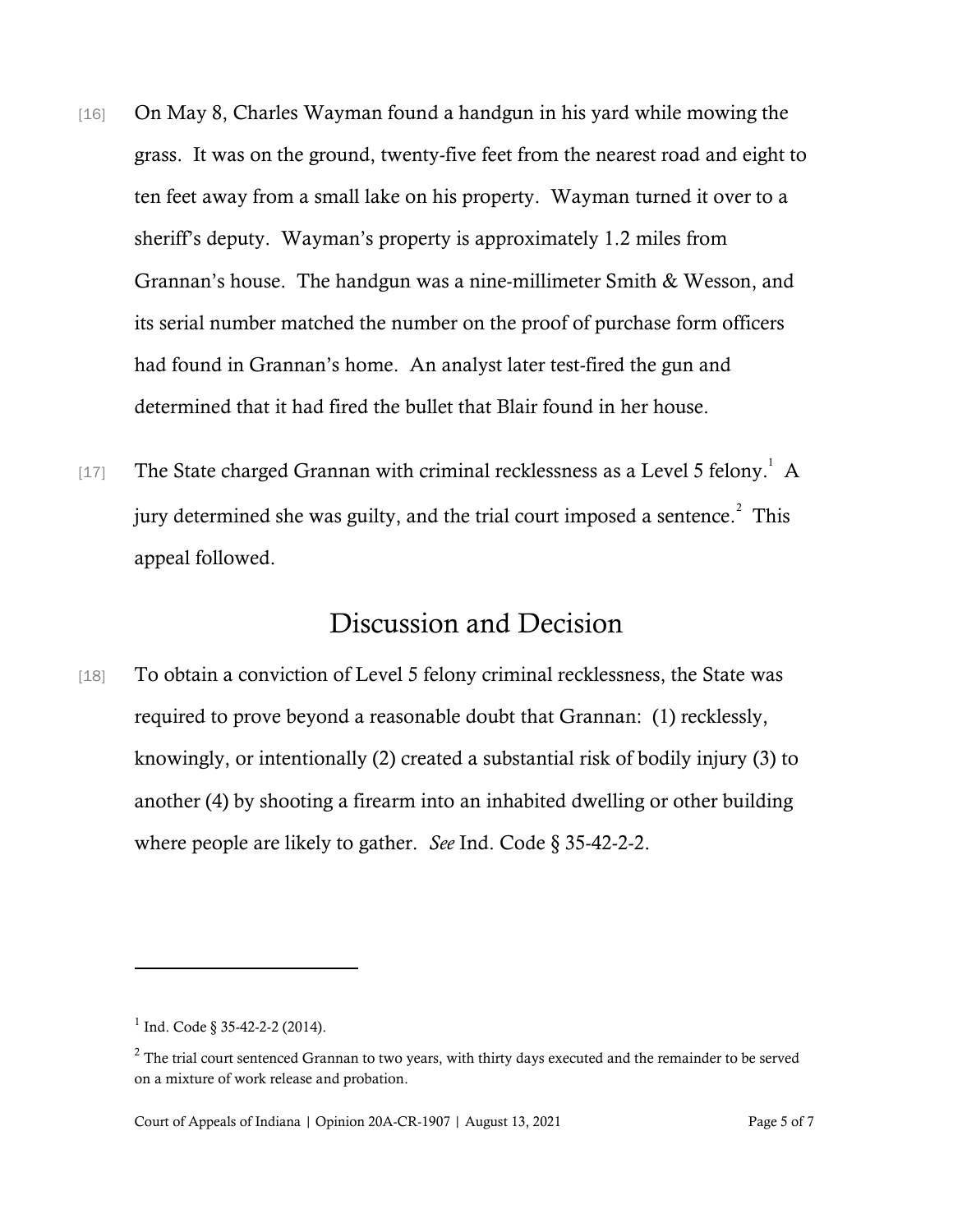[16] On May 8, Charles Wayman found a handgun in his yard while mowing the grass. It was on the ground, twenty-five feet from the nearest road and eight to ten feet away from a small lake on his property. Wayman turned it over to a sheriff's deputy. Wayman's property is approximately 1.2 miles from Grannan's house. The handgun was a nine-millimeter Smith & Wesson, and its serial number matched the number on the proof of purchase form officers had found in Grannan's home. An analyst later test-fired the gun and determined that it had fired the bullet that Blair found in her house.

[17] The State charged Grannan with criminal recklessness as a Level 5 felony.[1] A jury determined she was guilty, and the trial court imposed a sentence.[2] This appeal followed.

## Discussion and Decision

[18] To obtain a conviction of Level 5 felony criminal recklessness, the State was required to prove beyond a reasonable doubt that Grannan: (1) recklessly, knowingly, or intentionally (2) created a substantial risk of bodily injury (3) to another (4) by shooting a firearm into an inhabited dwelling or other building where people are likely to gather. *See* Ind. Code § 35-42-2-2.

---

[1] Ind. Code § 35-42-2-2 (2014).

[2] The trial court sentenced Grannan to two years, with thirty days executed and the remainder to be served on a mixture of work release and probation.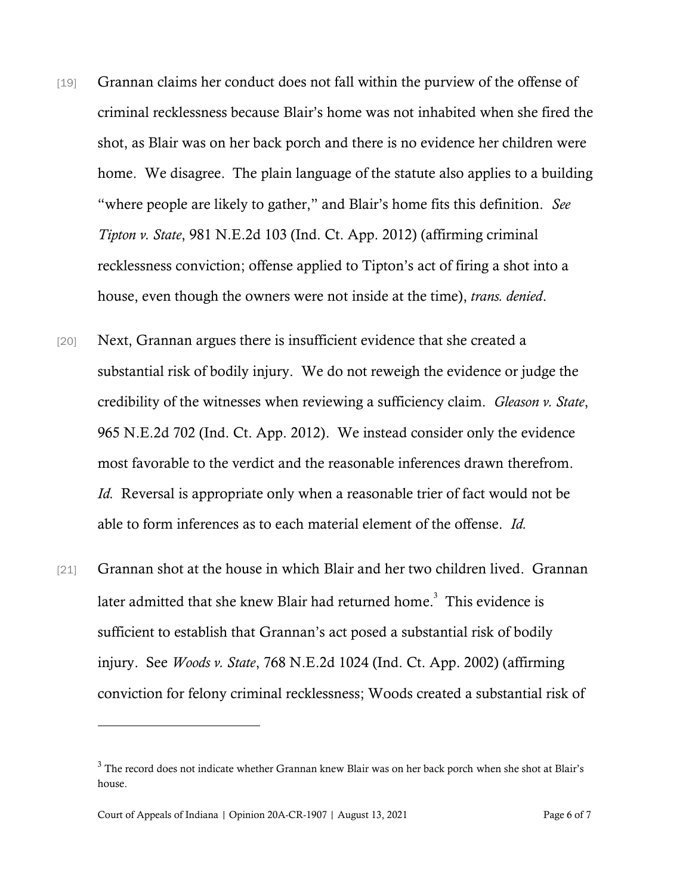[19] Grannan claims her conduct does not fall within the purview of the offense of criminal recklessness because Blair's home was not inhabited when she fired the shot, as Blair was on her back porch and there is no evidence her children were home. We disagree. The plain language of the statute also applies to a building "where people are likely to gather," and Blair's home fits this definition. *See Tipton v. State*, 981 N.E.2d 103 (Ind. Ct. App. 2012) (affirming criminal recklessness conviction; offense applied to Tipton's act of firing a shot into a house, even though the owners were not inside at the time), *trans. denied*.

[20] Next, Grannan argues there is insufficient evidence that she created a substantial risk of bodily injury. We do not reweigh the evidence or judge the credibility of the witnesses when reviewing a sufficiency claim. *Gleason v. State*, 965 N.E.2d 702 (Ind. Ct. App. 2012). We instead consider only the evidence most favorable to the verdict and the reasonable inferences drawn therefrom. *Id.* Reversal is appropriate only when a reasonable trier of fact would not be able to form inferences as to each material element of the offense. *Id.*

[21] Grannan shot at the house in which Blair and her two children lived. Grannan later admitted that she knew Blair had returned home.[3] This evidence is sufficient to establish that Grannan's act posed a substantial risk of bodily injury. See *Woods v. State*, 768 N.E.2d 1024 (Ind. Ct. App. 2002) (affirming conviction for felony criminal recklessness; Woods created a substantial risk of

---

[3] The record does not indicate whether Grannan knew Blair was on her back porch when she shot at Blair's house.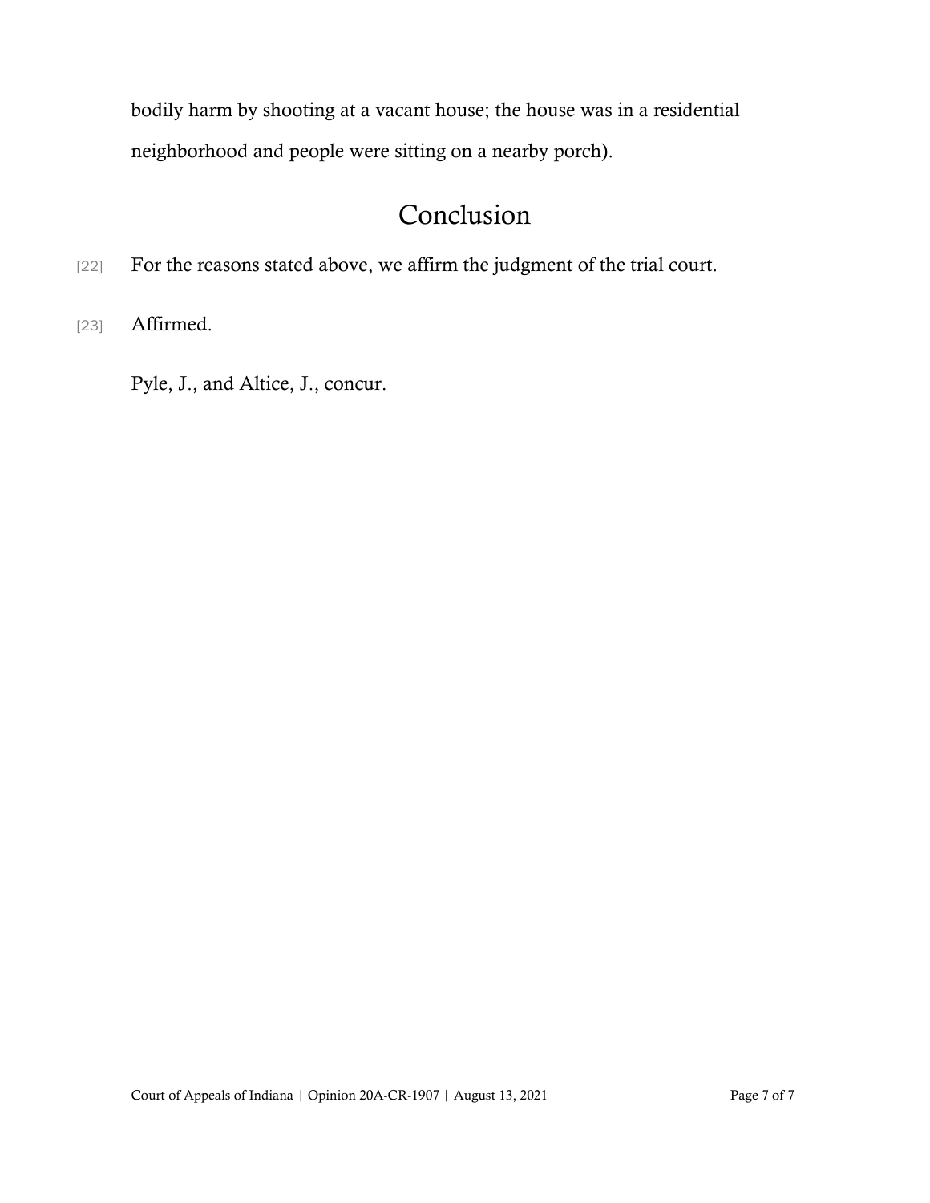bodily harm by shooting at a vacant house; the house was in a residential neighborhood and people were sitting on a nearby porch).

## Conclusion

[22] For the reasons stated above, we affirm the judgment of the trial court.

[23] Affirmed.

Pyle, J., and Altice, J., concur.